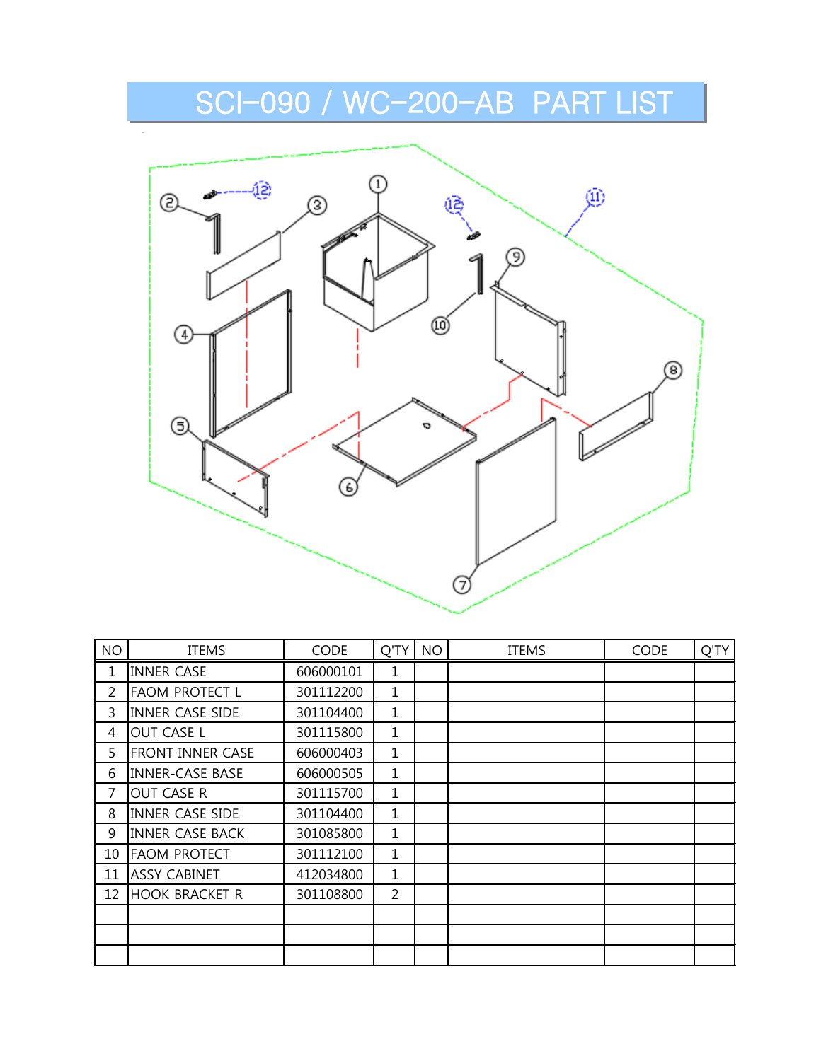# SCI-090 / WC-200-AB PART LIST

| NO | ITEMS | CODE | Q'TY | NO | ITEMS | CODE | Q'TY |
|---|---|---|---|---|---|---|---|
| 1 | INNER CASE | 606000101 | 1 | | | | |
| 2 | FAOM PROTECT L | 301112200 | 1 | | | | |
| 3 | INNER CASE SIDE | 301104400 | 1 | | | | |
| 4 | OUT CASE L | 301115800 | 1 | | | | |
| 5 | FRONT INNER CASE | 606000403 | 1 | | | | |
| 6 | INNER-CASE BASE | 606000505 | 1 | | | | |
| 7 | OUT CASE R | 301115700 | 1 | | | | |
| 8 | INNER CASE SIDE | 301104400 | 1 | | | | |
| 9 | INNER CASE BACK | 301085800 | 1 | | | | |
| 10 | FAOM PROTECT | 301112100 | 1 | | | | |
| 11 | ASSY CABINET | 412034800 | 1 | | | | |
| 12 | HOOK BRACKET R | 301108800 | 2 | | | | |
| | | | | | | | |
| | | | | | | | |
| | | | | | | | |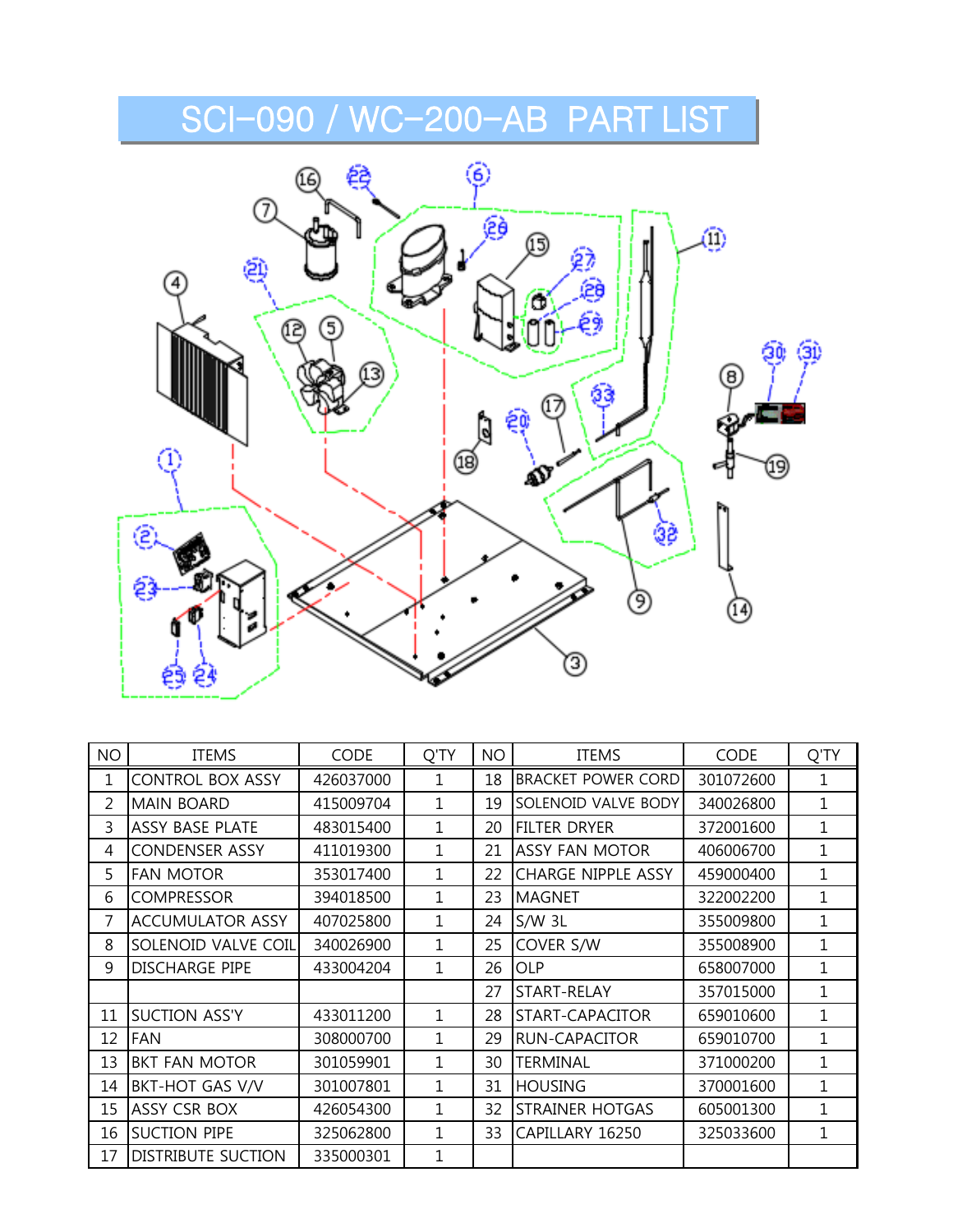# SCI-090 / WC-200-AB PART LIST

| NO | ITEMS | CODE | Q'TY | NO | ITEMS | CODE | Q'TY |
|---|---|---|---|---|---|---|---|
| 1 | CONTROL BOX ASSY | 426037000 | 1 | 18 | BRACKET POWER CORD | 301072600 | 1 |
| 2 | MAIN BOARD | 415009704 | 1 | 19 | SOLENOID VALVE BODY | 340026800 | 1 |
| 3 | ASSY BASE PLATE | 483015400 | 1 | 20 | FILTER DRYER | 372001600 | 1 |
| 4 | CONDENSER ASSY | 411019300 | 1 | 21 | ASSY FAN MOTOR | 406006700 | 1 |
| 5 | FAN MOTOR | 353017400 | 1 | 22 | CHARGE NIPPLE ASSY | 459000400 | 1 |
| 6 | COMPRESSOR | 394018500 | 1 | 23 | MAGNET | 322002200 | 1 |
| 7 | ACCUMULATOR ASSY | 407025800 | 1 | 24 | S/W 3L | 355009800 | 1 |
| 8 | SOLENOID VALVE COIL | 340026900 | 1 | 25 | COVER S/W | 355008900 | 1 |
| 9 | DISCHARGE PIPE | 433004204 | 1 | 26 | OLP | 658007000 | 1 |
| | | | | 27 | START-RELAY | 357015000 | 1 |
| 11 | SUCTION ASS'Y | 433011200 | 1 | 28 | START-CAPACITOR | 659010600 | 1 |
| 12 | FAN | 308000700 | 1 | 29 | RUN-CAPACITOR | 659010700 | 1 |
| 13 | BKT FAN MOTOR | 301059901 | 1 | 30 | TERMINAL | 371000200 | 1 |
| 14 | BKT-HOT GAS V/V | 301007801 | 1 | 31 | HOUSING | 370001600 | 1 |
| 15 | ASSY CSR BOX | 426054300 | 1 | 32 | STRAINER HOTGAS | 605001300 | 1 |
| 16 | SUCTION PIPE | 325062800 | 1 | 33 | CAPILLARY 16250 | 325033600 | 1 |
| 17 | DISTRIBUTE SUCTION | 335000301 | 1 | | | | |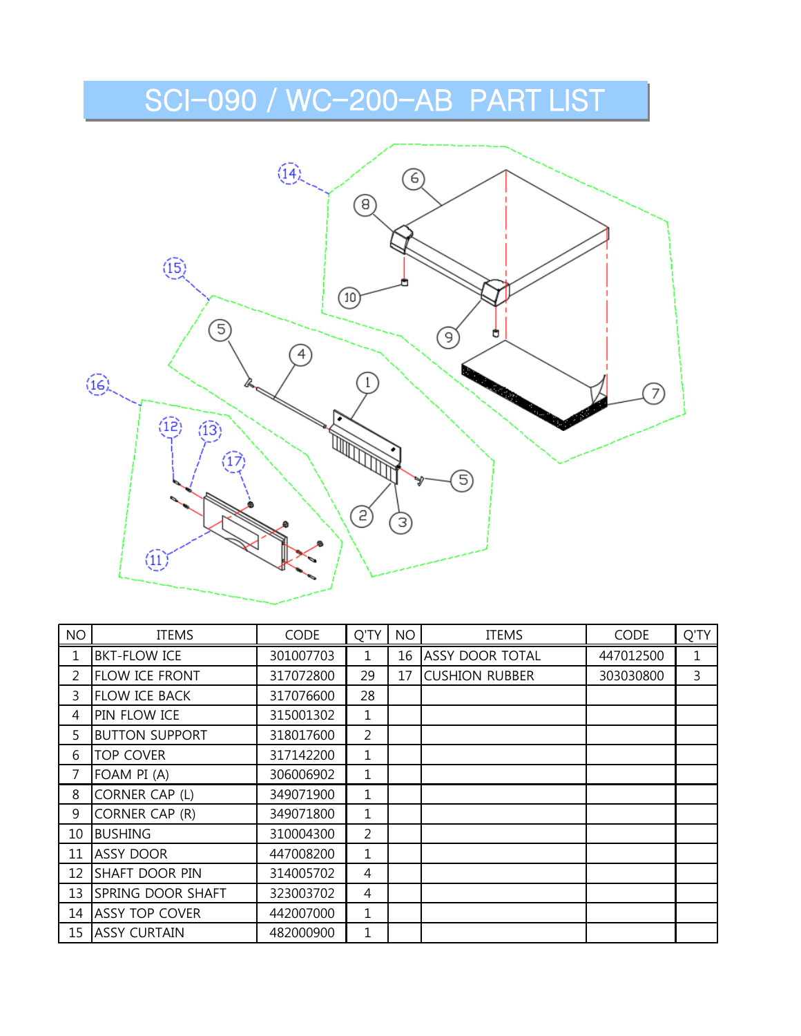# SCI-090 / WC-200-AB PART LIST

| NO | ITEMS | CODE | Q'TY | NO | ITEMS | CODE | Q'TY |
|---|---|---|---|---|---|---|---|
| 1 | BKT-FLOW ICE | 301007703 | 1 | 16 | ASSY DOOR TOTAL | 447012500 | 1 |
| 2 | FLOW ICE FRONT | 317072800 | 29 | 17 | CUSHION RUBBER | 303030800 | 3 |
| 3 | FLOW ICE BACK | 317076600 | 28 | | | | |
| 4 | PIN FLOW ICE | 315001302 | 1 | | | | |
| 5 | BUTTON SUPPORT | 318017600 | 2 | | | | |
| 6 | TOP COVER | 317142200 | 1 | | | | |
| 7 | FOAM PI (A) | 306006902 | 1 | | | | |
| 8 | CORNER CAP (L) | 349071900 | 1 | | | | |
| 9 | CORNER CAP (R) | 349071800 | 1 | | | | |
| 10 | BUSHING | 310004300 | 2 | | | | |
| 11 | ASSY DOOR | 447008200 | 1 | | | | |
| 12 | SHAFT DOOR PIN | 314005702 | 4 | | | | |
| 13 | SPRING DOOR SHAFT | 323003702 | 4 | | | | |
| 14 | ASSY TOP COVER | 442007000 | 1 | | | | |
| 15 | ASSY CURTAIN | 482000900 | 1 | | | | |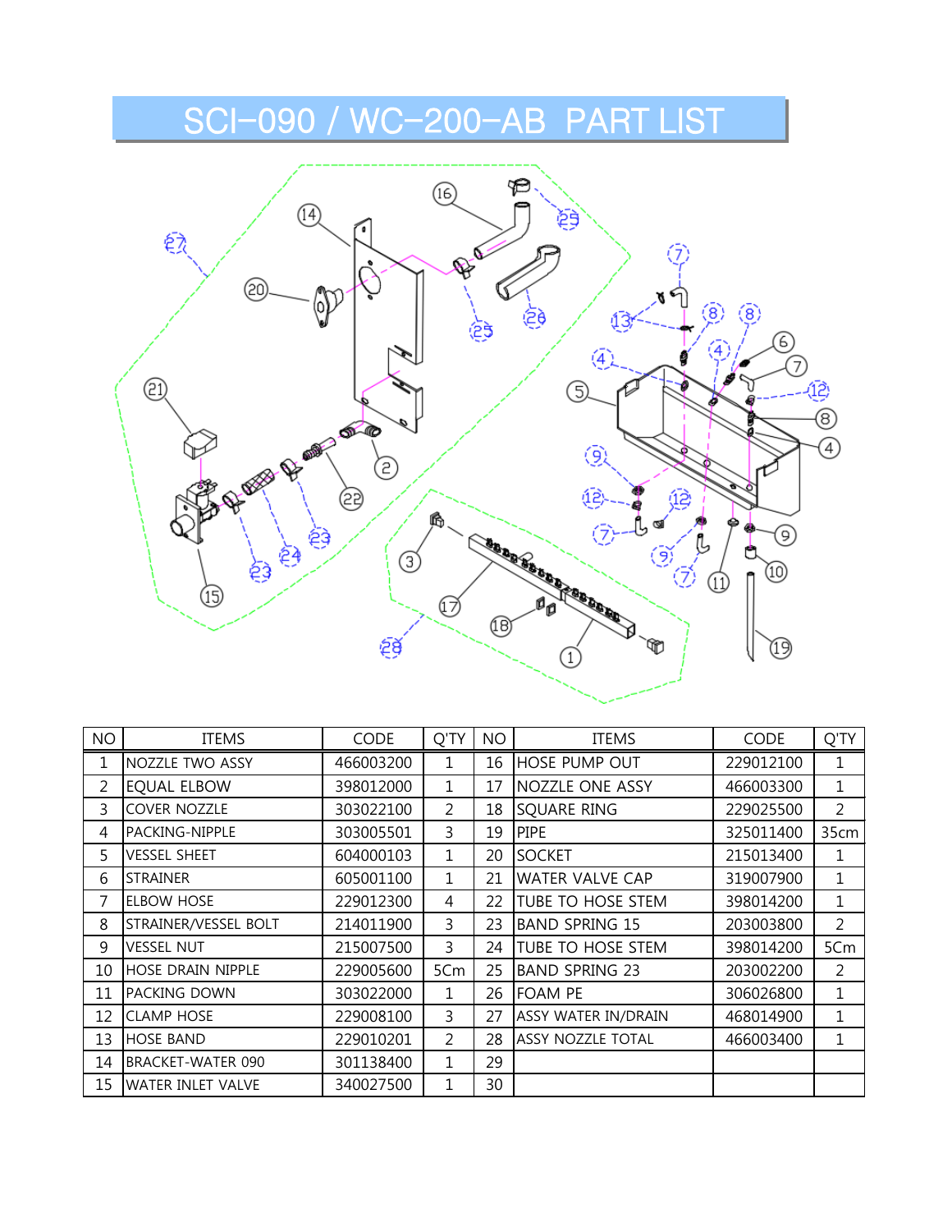# SCI-090 / WC-200-AB PART LIST

| NO | ITEMS | CODE | Q'TY | NO | ITEMS | CODE | Q'TY |
|---|---|---|---|---|---|---|---|
| 1 | NOZZLE TWO ASSY | 466003200 | 1 | 16 | HOSE PUMP OUT | 229012100 | 1 |
| 2 | EQUAL ELBOW | 398012000 | 1 | 17 | NOZZLE ONE ASSY | 466003300 | 1 |
| 3 | COVER NOZZLE | 303022100 | 2 | 18 | SQUARE RING | 229025500 | 2 |
| 4 | PACKING-NIPPLE | 303005501 | 3 | 19 | PIPE | 325011400 | 35cm |
| 5 | VESSEL SHEET | 604000103 | 1 | 20 | SOCKET | 215013400 | 1 |
| 6 | STRAINER | 605001100 | 1 | 21 | WATER VALVE CAP | 319007900 | 1 |
| 7 | ELBOW HOSE | 229012300 | 4 | 22 | TUBE TO HOSE STEM | 398014200 | 1 |
| 8 | STRAINER/VESSEL BOLT | 214011900 | 3 | 23 | BAND SPRING 15 | 203003800 | 2 |
| 9 | VESSEL NUT | 215007500 | 3 | 24 | TUBE TO HOSE STEM | 398014200 | 5Cm |
| 10 | HOSE DRAIN NIPPLE | 229005600 | 5Cm | 25 | BAND SPRING 23 | 203002200 | 2 |
| 11 | PACKING DOWN | 303022000 | 1 | 26 | FOAM PE | 306026800 | 1 |
| 12 | CLAMP HOSE | 229008100 | 3 | 27 | ASSY WATER IN/DRAIN | 468014900 | 1 |
| 13 | HOSE BAND | 229010201 | 2 | 28 | ASSY NOZZLE TOTAL | 466003400 | 1 |
| 14 | BRACKET-WATER 090 | 301138400 | 1 | 29 | | | |
| 15 | WATER INLET VALVE | 340027500 | 1 | 30 | | | |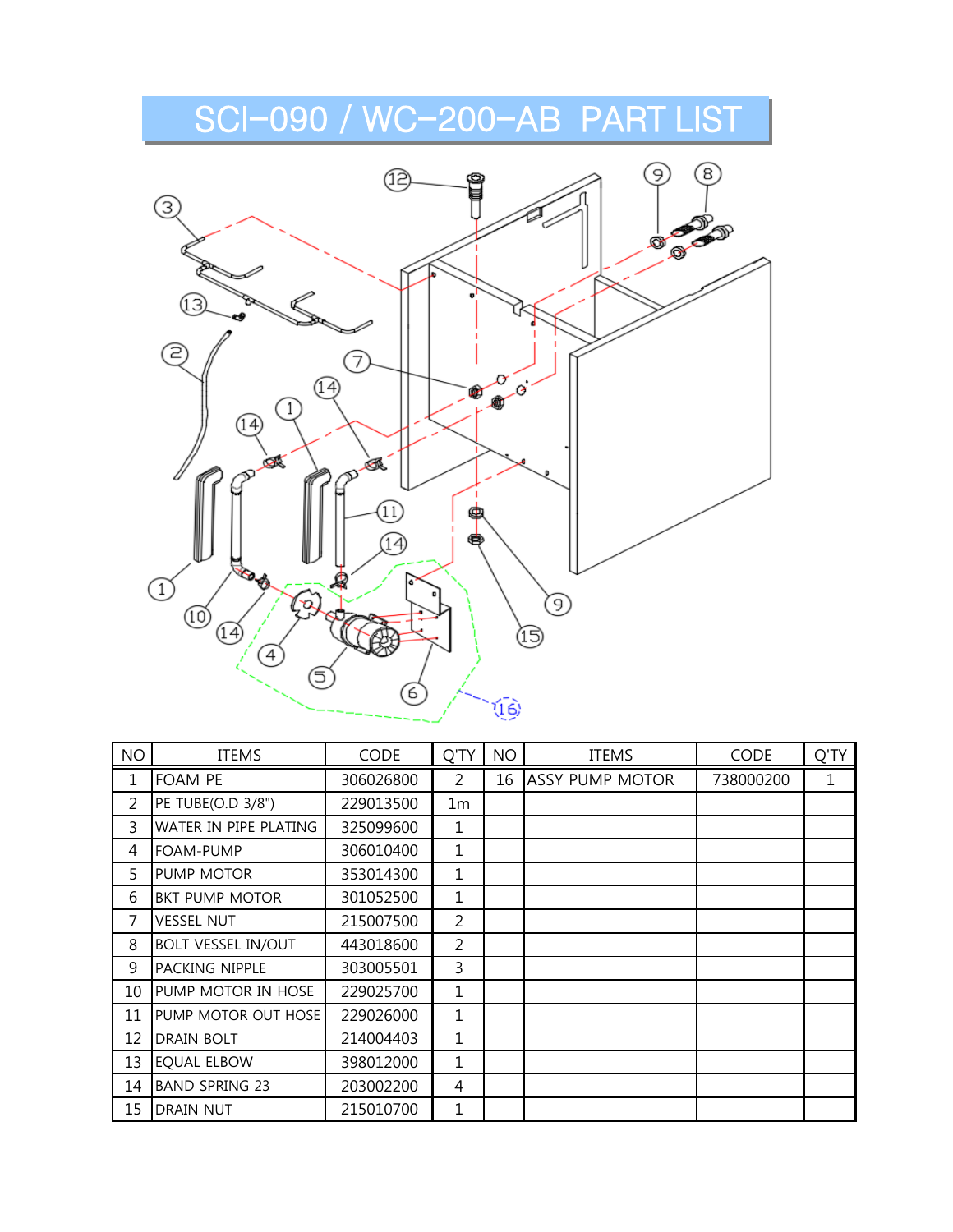# SCI-090 / WC-200-AB PART LIST

| NO | ITEMS | CODE | Q'TY | NO | ITEMS | CODE | Q'TY |
|---|---|---|---|---|---|---|---|
| 1 | FOAM PE | 306026800 | 2 | 16 | ASSY PUMP MOTOR | 738000200 | 1 |
| 2 | PE TUBE(O.D 3/8") | 229013500 | 1m | | | | |
| 3 | WATER IN PIPE PLATING | 325099600 | 1 | | | | |
| 4 | FOAM-PUMP | 306010400 | 1 | | | | |
| 5 | PUMP MOTOR | 353014300 | 1 | | | | |
| 6 | BKT PUMP MOTOR | 301052500 | 1 | | | | |
| 7 | VESSEL NUT | 215007500 | 2 | | | | |
| 8 | BOLT VESSEL IN/OUT | 443018600 | 2 | | | | |
| 9 | PACKING NIPPLE | 303005501 | 3 | | | | |
| 10 | PUMP MOTOR IN HOSE | 229025700 | 1 | | | | |
| 11 | PUMP MOTOR OUT HOSE | 229026000 | 1 | | | | |
| 12 | DRAIN BOLT | 214004403 | 1 | | | | |
| 13 | EQUAL ELBOW | 398012000 | 1 | | | | |
| 14 | BAND SPRING 23 | 203002200 | 4 | | | | |
| 15 | DRAIN NUT | 215010700 | 1 | | | | |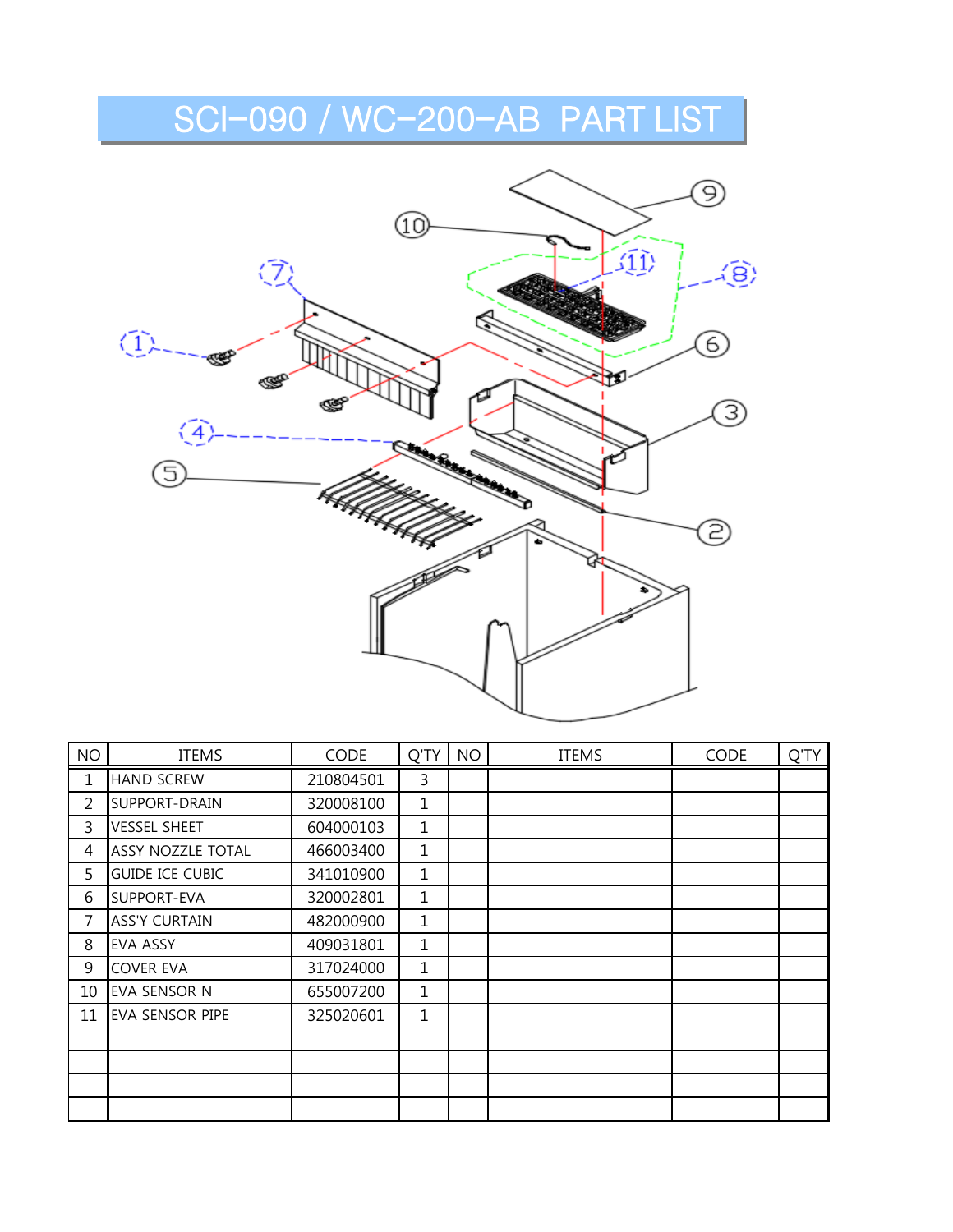# SCI-090 / WC-200-AB PART LIST

| NO | ITEMS | CODE | Q'TY | NO | ITEMS | CODE | Q'TY |
|---|---|---|---|---|---|---|---|
| 1 | HAND SCREW | 210804501 | 3 | | | | |
| 2 | SUPPORT-DRAIN | 320008100 | 1 | | | | |
| 3 | VESSEL SHEET | 604000103 | 1 | | | | |
| 4 | ASSY NOZZLE TOTAL | 466003400 | 1 | | | | |
| 5 | GUIDE ICE CUBIC | 341010900 | 1 | | | | |
| 6 | SUPPORT-EVA | 320002801 | 1 | | | | |
| 7 | ASS'Y CURTAIN | 482000900 | 1 | | | | |
| 8 | EVA ASSY | 409031801 | 1 | | | | |
| 9 | COVER EVA | 317024000 | 1 | | | | |
| 10 | EVA SENSOR N | 655007200 | 1 | | | | |
| 11 | EVA SENSOR PIPE | 325020601 | 1 | | | | |
| | | | | | | | |
| | | | | | | | |
| | | | | | | | |
| | | | | | | | |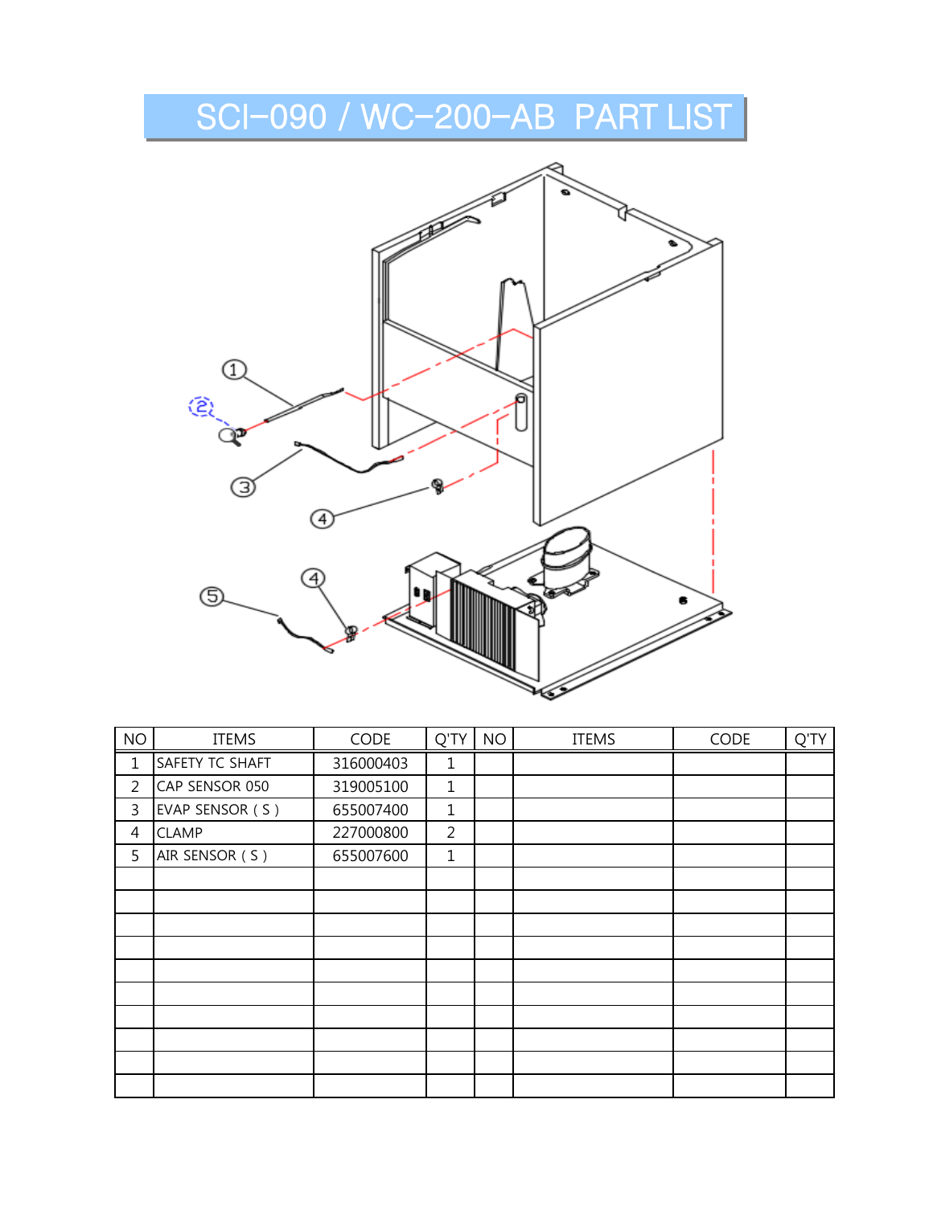# SCI-090 / WC-200-AB PART LIST

| NO | ITEMS | CODE | Q'TY | NO | ITEMS | CODE | Q'TY |
|---|---|---|---|---|---|---|---|
| 1 | SAFETY TC SHAFT | 316000403 | 1 | | | | |
| 2 | CAP SENSOR 050 | 319005100 | 1 | | | | |
| 3 | EVAP SENSOR ( S ) | 655007400 | 1 | | | | |
| 4 | CLAMP | 227000800 | 2 | | | | |
| 5 | AIR SENSOR ( S ) | 655007600 | 1 | | | | |
| | | | | | | | |
| | | | | | | | |
| | | | | | | | |
| | | | | | | | |
| | | | | | | | |
| | | | | | | | |
| | | | | | | | |
| | | | | | | | |
| | | | | | | | |
| | | | | | | | |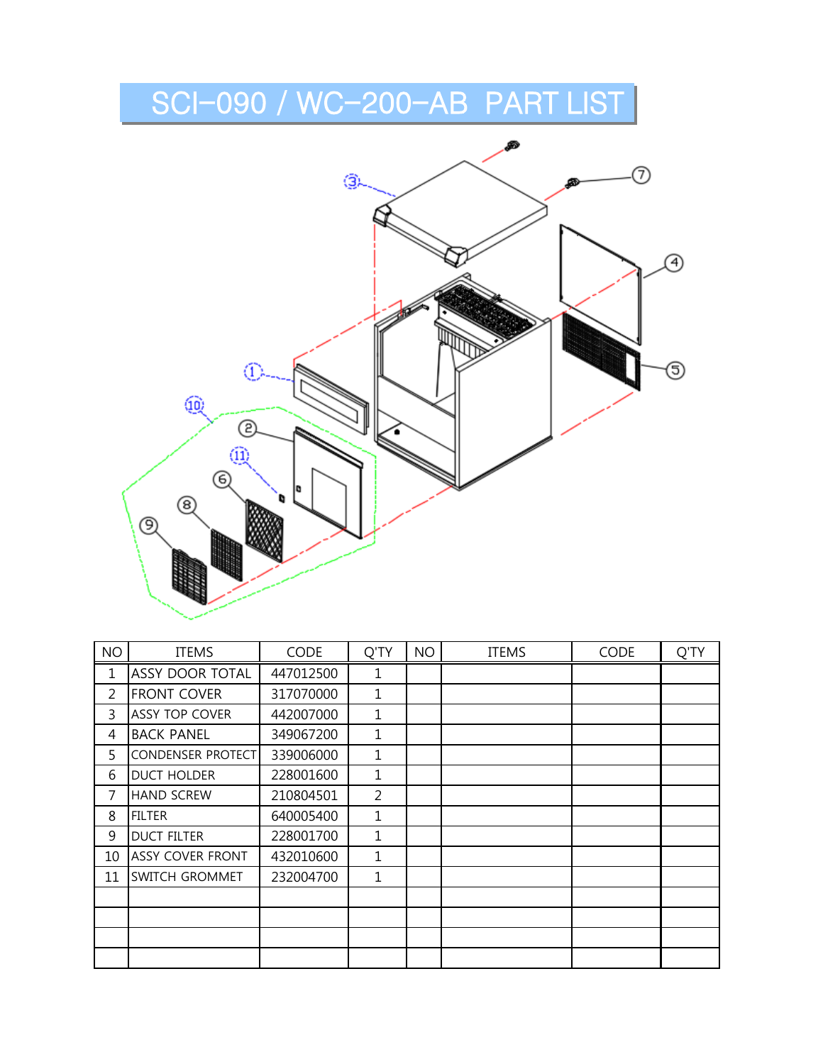# SCI-090 / WC-200-AB PART LIST

| NO | ITEMS | CODE | Q'TY | NO | ITEMS | CODE | Q'TY |
|---|---|---|---|---|---|---|---|
| 1 | ASSY DOOR TOTAL | 447012500 | 1 | | | | |
| 2 | FRONT COVER | 317070000 | 1 | | | | |
| 3 | ASSY TOP COVER | 442007000 | 1 | | | | |
| 4 | BACK PANEL | 349067200 | 1 | | | | |
| 5 | CONDENSER PROTECT | 339006000 | 1 | | | | |
| 6 | DUCT HOLDER | 228001600 | 1 | | | | |
| 7 | HAND SCREW | 210804501 | 2 | | | | |
| 8 | FILTER | 640005400 | 1 | | | | |
| 9 | DUCT FILTER | 228001700 | 1 | | | | |
| 10 | ASSY COVER FRONT | 432010600 | 1 | | | | |
| 11 | SWITCH GROMMET | 232004700 | 1 | | | | |
| | | | | | | | |
| | | | | | | | |
| | | | | | | | |
| | | | | | | | |